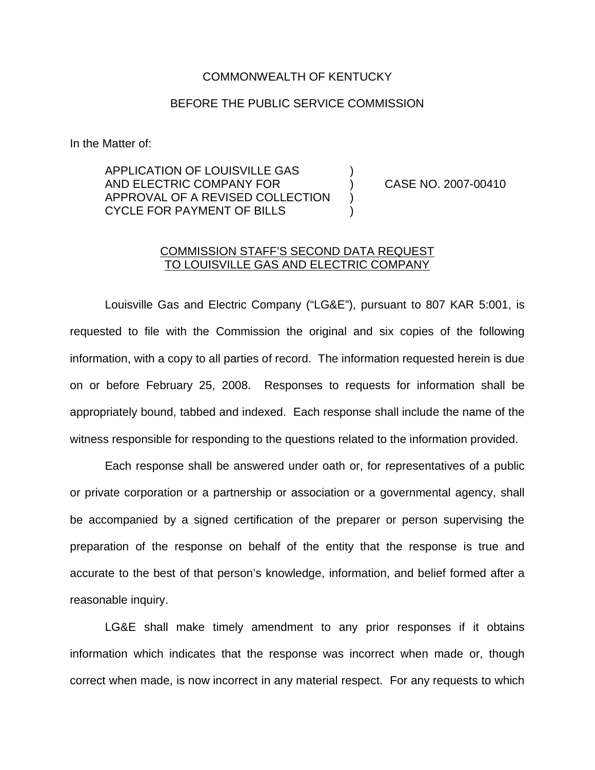COMMONWEALTH OF KENTUCKY

BEFORE THE PUBLIC SERVICE COMMISSION

In the Matter of:

| | | |
|---|---|---|
| APPLICATION OF LOUISVILLE GAS AND ELECTRIC COMPANY FOR APPROVAL OF A REVISED COLLECTION CYCLE FOR PAYMENT OF BILLS | ) ) ) ) | CASE NO. 2007-00410 |

COMMISSION STAFF'S SECOND DATA REQUEST TO LOUISVILLE GAS AND ELECTRIC COMPANY

Louisville Gas and Electric Company ("LG&E"), pursuant to 807 KAR 5:001, is requested to file with the Commission the original and six copies of the following information, with a copy to all parties of record. The information requested herein is due on or before February 25, 2008. Responses to requests for information shall be appropriately bound, tabbed and indexed. Each response shall include the name of the witness responsible for responding to the questions related to the information provided.

Each response shall be answered under oath or, for representatives of a public or private corporation or a partnership or association or a governmental agency, shall be accompanied by a signed certification of the preparer or person supervising the preparation of the response on behalf of the entity that the response is true and accurate to the best of that person's knowledge, information, and belief formed after a reasonable inquiry.

LG&E shall make timely amendment to any prior responses if it obtains information which indicates that the response was incorrect when made or, though correct when made, is now incorrect in any material respect. For any requests to which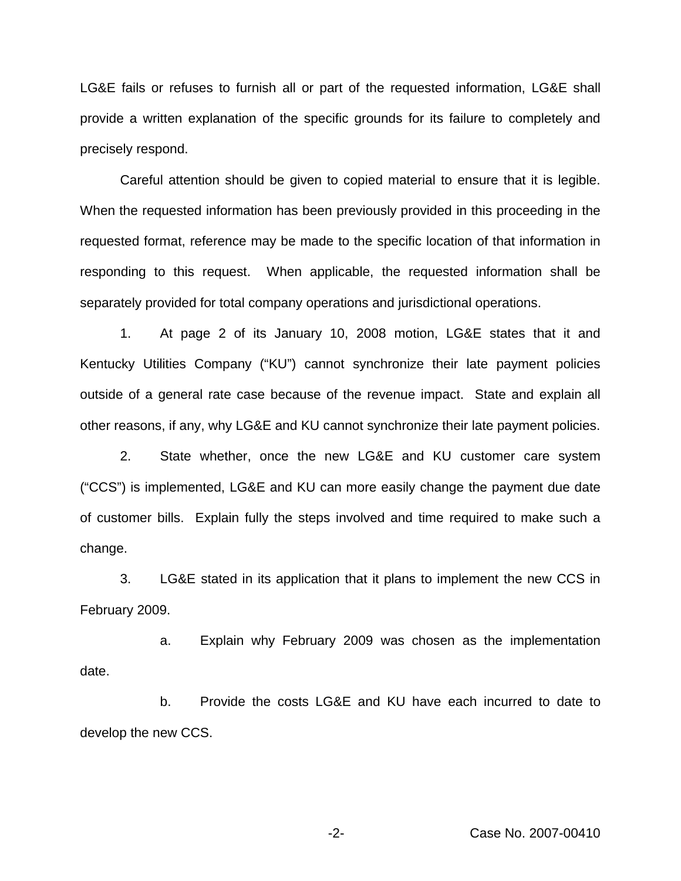LG&E fails or refuses to furnish all or part of the requested information, LG&E shall provide a written explanation of the specific grounds for its failure to completely and precisely respond.

Careful attention should be given to copied material to ensure that it is legible. When the requested information has been previously provided in this proceeding in the requested format, reference may be made to the specific location of that information in responding to this request. When applicable, the requested information shall be separately provided for total company operations and jurisdictional operations.

1. At page 2 of its January 10, 2008 motion, LG&E states that it and Kentucky Utilities Company ("KU") cannot synchronize their late payment policies outside of a general rate case because of the revenue impact. State and explain all other reasons, if any, why LG&E and KU cannot synchronize their late payment policies.

2. State whether, once the new LG&E and KU customer care system ("CCS") is implemented, LG&E and KU can more easily change the payment due date of customer bills. Explain fully the steps involved and time required to make such a change.

3. LG&E stated in its application that it plans to implement the new CCS in February 2009.

   a. Explain why February 2009 was chosen as the implementation date.

   b. Provide the costs LG&E and KU have each incurred to date to develop the new CCS.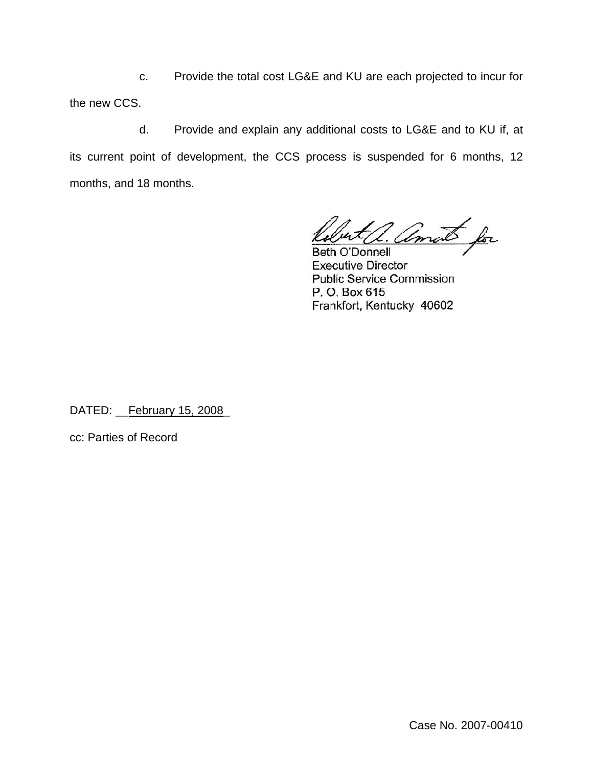c. Provide the total cost LG&E and KU are each projected to incur for the new CCS.

d. Provide and explain any additional costs to LG&E and to KU if, at its current point of development, the CCS process is suspended for 6 months, 12 months, and 18 months.

Robert A. Amato for  
Beth O'Donnell  
Executive Director  
Public Service Commission  
P. O. Box 615  
Frankfort, Kentucky 40602

DATED: February 15, 2008

cc: Parties of Record

Case No. 2007-00410